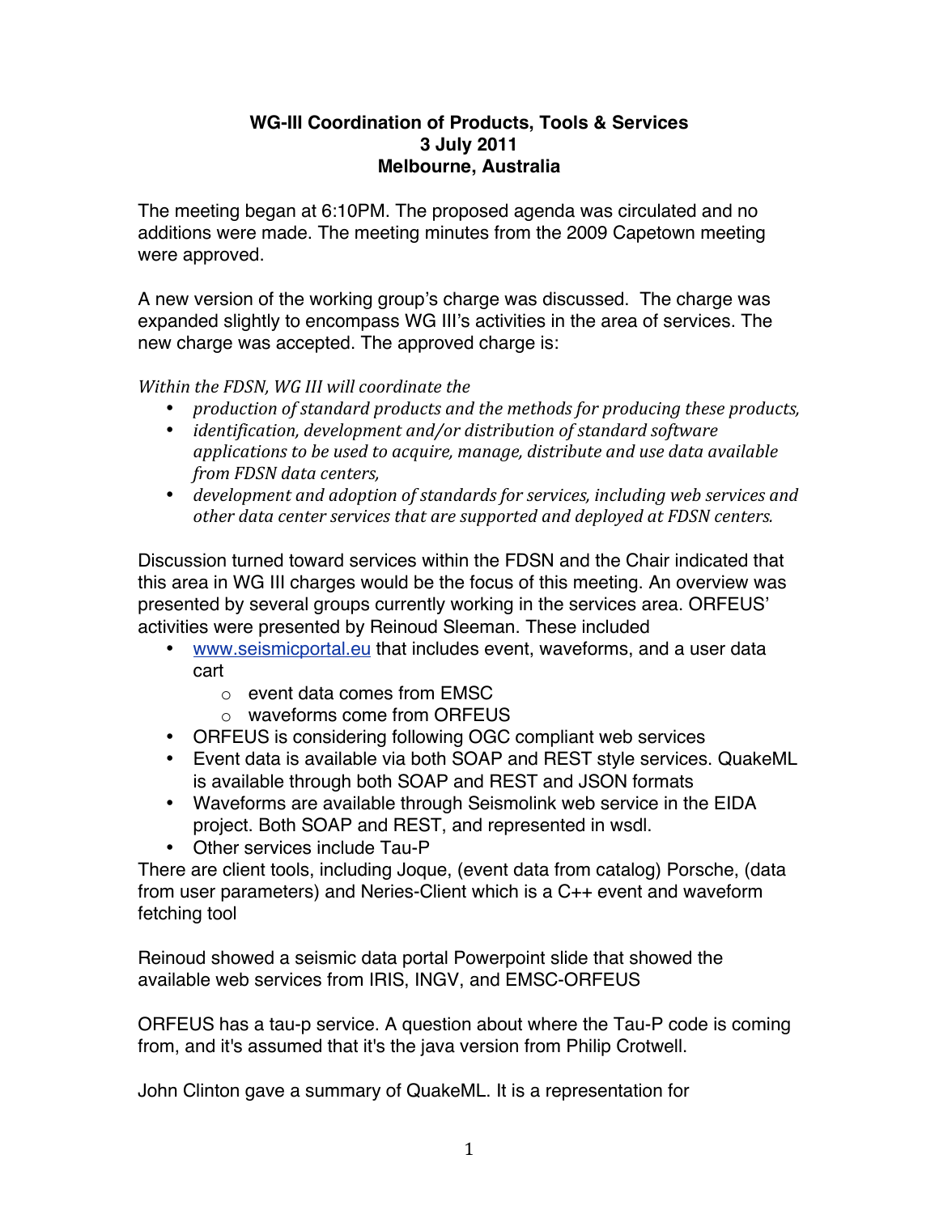**WG-III Coordination of Products, Tools & Services**
**3 July 2011**
**Melbourne, Australia**

The meeting began at 6:10PM. The proposed agenda was circulated and no additions were made. The meeting minutes from the 2009 Capetown meeting were approved.

A new version of the working group's charge was discussed. The charge was expanded slightly to encompass WG III's activities in the area of services. The new charge was accepted. The approved charge is:

*Within the FDSN, WG III will coordinate the*

- *production of standard products and the methods for producing these products,*
- *identification, development and/or distribution of standard software applications to be used to acquire, manage, distribute and use data available from FDSN data centers,*
- *development and adoption of standards for services, including web services and other data center services that are supported and deployed at FDSN centers.*

Discussion turned toward services within the FDSN and the Chair indicated that this area in WG III charges would be the focus of this meeting. An overview was presented by several groups currently working in the services area. ORFEUS' activities were presented by Reinoud Sleeman. These included

- www.seismicportal.eu that includes event, waveforms, and a user data cart
    - event data comes from EMSC
    - waveforms come from ORFEUS
- ORFEUS is considering following OGC compliant web services
- Event data is available via both SOAP and REST style services. QuakeML is available through both SOAP and REST and JSON formats
- Waveforms are available through Seismolink web service in the EIDA project. Both SOAP and REST, and represented in wsdl.
- Other services include Tau-P

There are client tools, including Joque, (event data from catalog) Porsche, (data from user parameters) and Neries-Client which is a C++ event and waveform fetching tool

Reinoud showed a seismic data portal Powerpoint slide that showed the available web services from IRIS, INGV, and EMSC-ORFEUS

ORFEUS has a tau-p service. A question about where the Tau-P code is coming from, and it's assumed that it's the java version from Philip Crotwell.

John Clinton gave a summary of QuakeML. It is a representation for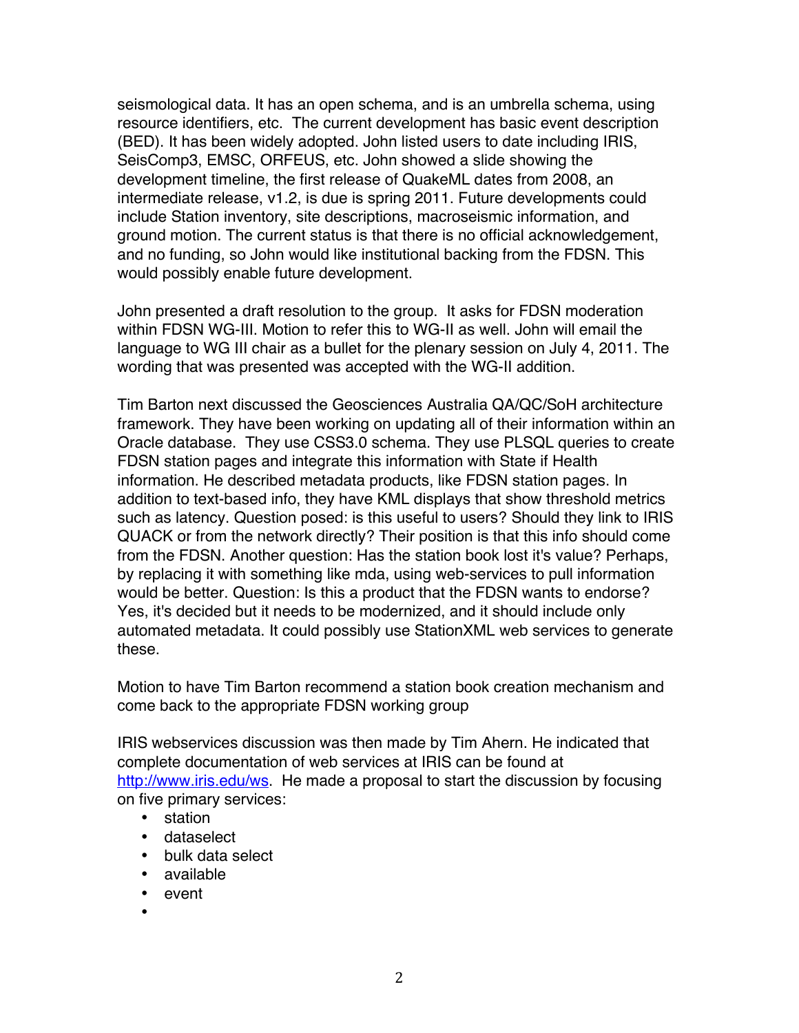seismological data. It has an open schema, and is an umbrella schema, using resource identifiers, etc. The current development has basic event description (BED). It has been widely adopted. John listed users to date including IRIS, SeisComp3, EMSC, ORFEUS, etc. John showed a slide showing the development timeline, the first release of QuakeML dates from 2008, an intermediate release, v1.2, is due is spring 2011. Future developments could include Station inventory, site descriptions, macroseismic information, and ground motion. The current status is that there is no official acknowledgement, and no funding, so John would like institutional backing from the FDSN. This would possibly enable future development.

John presented a draft resolution to the group. It asks for FDSN moderation within FDSN WG-III. Motion to refer this to WG-II as well. John will email the language to WG III chair as a bullet for the plenary session on July 4, 2011. The wording that was presented was accepted with the WG-II addition.

Tim Barton next discussed the Geosciences Australia QA/QC/SoH architecture framework. They have been working on updating all of their information within an Oracle database. They use CSS3.0 schema. They use PLSQL queries to create FDSN station pages and integrate this information with State if Health information. He described metadata products, like FDSN station pages. In addition to text-based info, they have KML displays that show threshold metrics such as latency. Question posed: is this useful to users? Should they link to IRIS QUACK or from the network directly? Their position is that this info should come from the FDSN. Another question: Has the station book lost it's value? Perhaps, by replacing it with something like mda, using web-services to pull information would be better. Question: Is this a product that the FDSN wants to endorse? Yes, it's decided but it needs to be modernized, and it should include only automated metadata. It could possibly use StationXML web services to generate these.

Motion to have Tim Barton recommend a station book creation mechanism and come back to the appropriate FDSN working group

IRIS webservices discussion was then made by Tim Ahern. He indicated that complete documentation of web services at IRIS can be found at [http://www.iris.edu/ws](http://www.iris.edu/ws). He made a proposal to start the discussion by focusing on five primary services:

- station
- dataselect
- bulk data select
- available
- event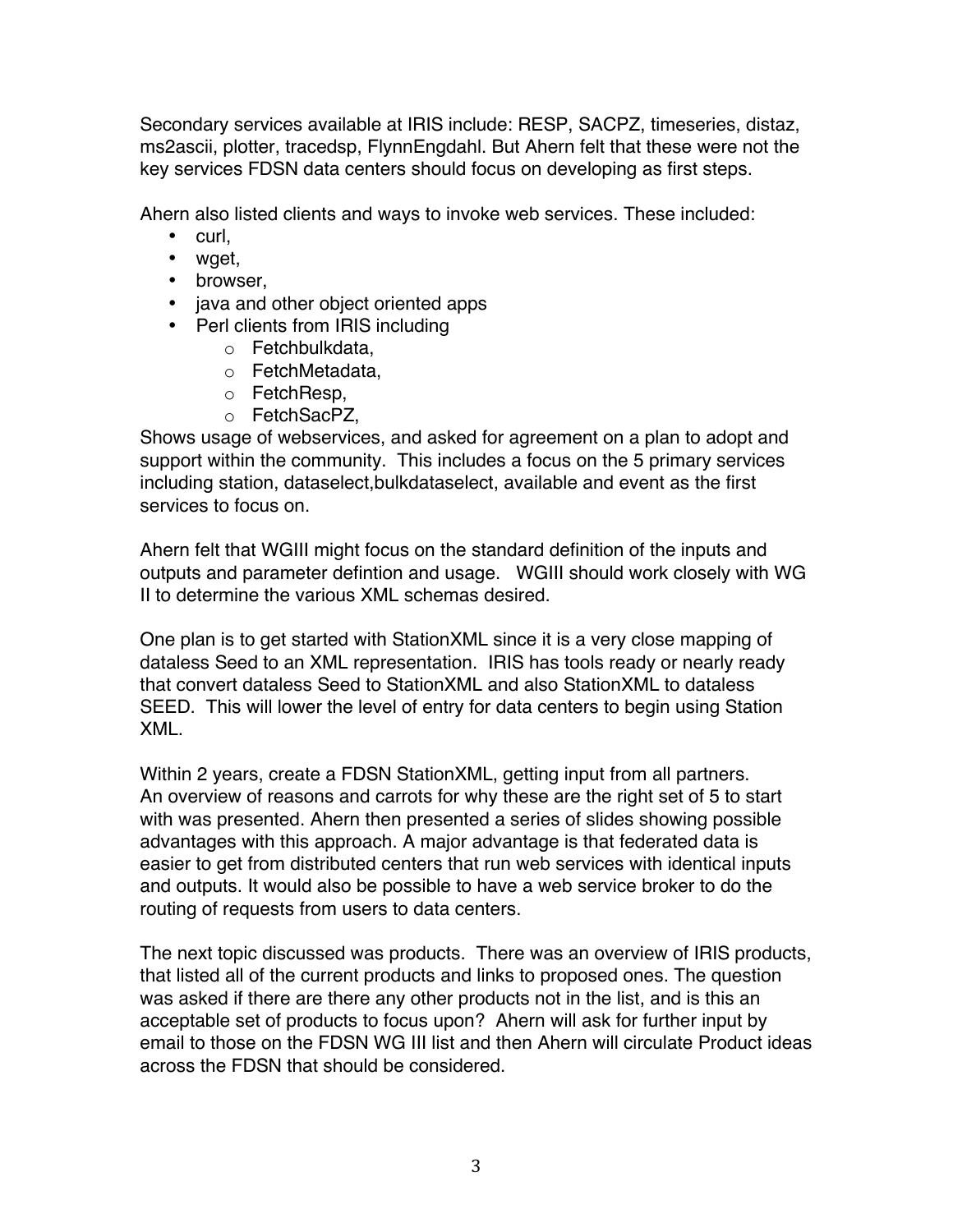Secondary services available at IRIS include: RESP, SACPZ, timeseries, distaz, ms2ascii, plotter, tracedsp, FlynnEngdahl. But Ahern felt that these were not the key services FDSN data centers should focus on developing as first steps.

Ahern also listed clients and ways to invoke web services. These included:

- curl,
- wget,
- browser,
- java and other object oriented apps
- Perl clients from IRIS including
  - Fetchbulkdata,
  - FetchMetadata,
  - FetchResp,
  - FetchSacPZ,

Shows usage of webservices, and asked for agreement on a plan to adopt and support within the community. This includes a focus on the 5 primary services including station, dataselect,bulkdataselect, available and event as the first services to focus on.

Ahern felt that WGIII might focus on the standard definition of the inputs and outputs and parameter defintion and usage. WGIII should work closely with WG II to determine the various XML schemas desired.

One plan is to get started with StationXML since it is a very close mapping of dataless Seed to an XML representation. IRIS has tools ready or nearly ready that convert dataless Seed to StationXML and also StationXML to dataless SEED. This will lower the level of entry for data centers to begin using Station XML.

Within 2 years, create a FDSN StationXML, getting input from all partners. An overview of reasons and carrots for why these are the right set of 5 to start with was presented. Ahern then presented a series of slides showing possible advantages with this approach. A major advantage is that federated data is easier to get from distributed centers that run web services with identical inputs and outputs. It would also be possible to have a web service broker to do the routing of requests from users to data centers.

The next topic discussed was products. There was an overview of IRIS products, that listed all of the current products and links to proposed ones. The question was asked if there are there any other products not in the list, and is this an acceptable set of products to focus upon? Ahern will ask for further input by email to those on the FDSN WG III list and then Ahern will circulate Product ideas across the FDSN that should be considered.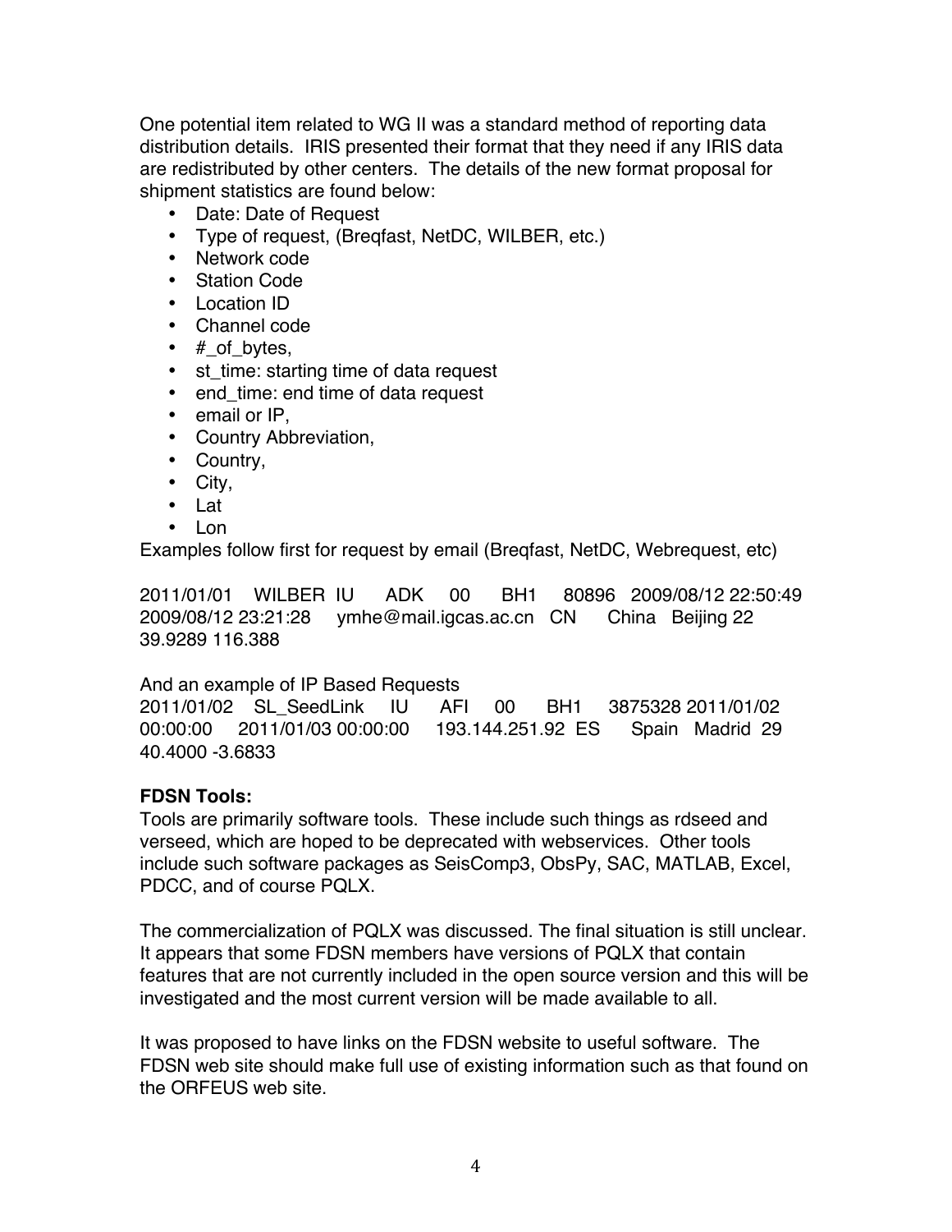One potential item related to WG II was a standard method of reporting data distribution details. IRIS presented their format that they need if any IRIS data are redistributed by other centers. The details of the new format proposal for shipment statistics are found below:

- Date: Date of Request
- Type of request, (Breqfast, NetDC, WILBER, etc.)
- Network code
- Station Code
- Location ID
- Channel code
- #_of_bytes,
- st_time: starting time of data request
- end_time: end time of data request
- email or IP,
- Country Abbreviation,
- Country,
- City,
- Lat
- Lon

Examples follow first for request by email (Breqfast, NetDC, Webrequest, etc)

2011/01/01 WILBER IU ADK 00 BH1 80896 2009/08/12 22:50:49 2009/08/12 23:21:28 ymhe@mail.igcas.ac.cn CN China Beijing 22 39.9289 116.388

And an example of IP Based Requests
2011/01/02 SL_SeedLink IU AFI 00 BH1 3875328 2011/01/02 00:00:00 2011/01/03 00:00:00 193.144.251.92 ES Spain Madrid 29 40.4000 -3.6833

**FDSN Tools:**
Tools are primarily software tools. These include such things as rdseed and verseed, which are hoped to be deprecated with webservices. Other tools include such software packages as SeisComp3, ObsPy, SAC, MATLAB, Excel, PDCC, and of course PQLX.

The commercialization of PQLX was discussed. The final situation is still unclear. It appears that some FDSN members have versions of PQLX that contain features that are not currently included in the open source version and this will be investigated and the most current version will be made available to all.

It was proposed to have links on the FDSN website to useful software. The FDSN web site should make full use of existing information such as that found on the ORFEUS web site.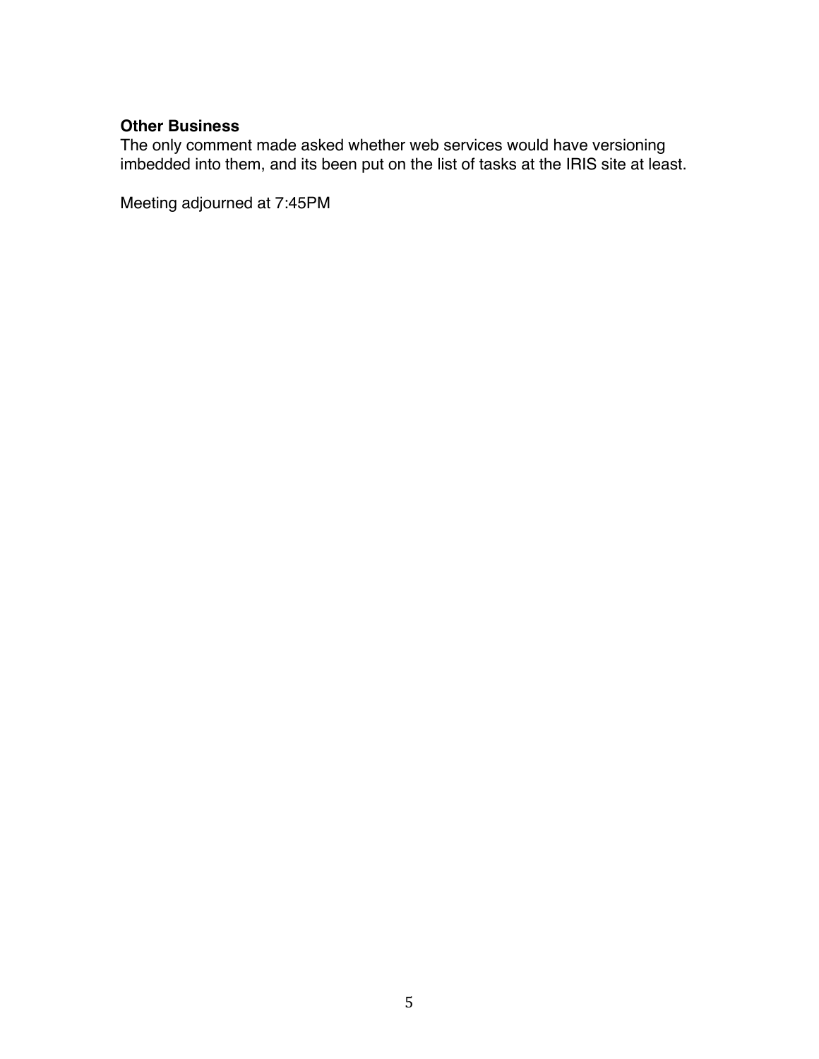**Other Business**

The only comment made asked whether web services would have versioning imbedded into them, and its been put on the list of tasks at the IRIS site at least.

Meeting adjourned at 7:45PM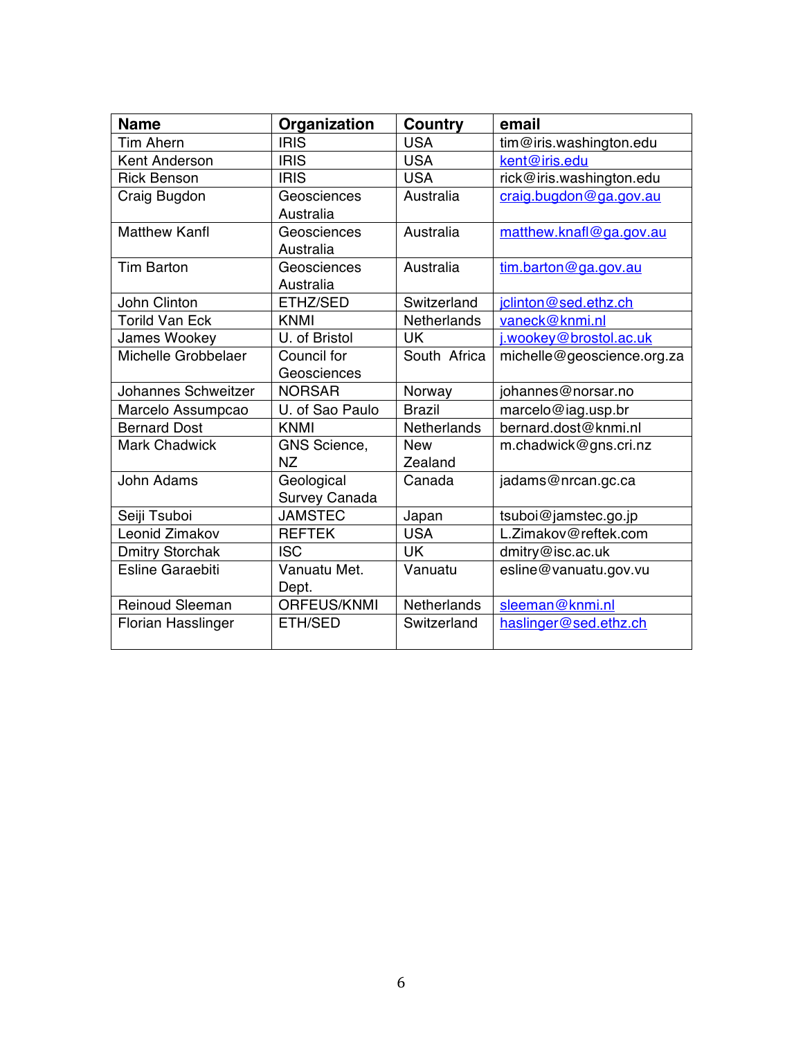| Name | Organization | Country | email |
| --- | --- | --- | --- |
| Tim Ahern | IRIS | USA | tim@iris.washington.edu |
| Kent Anderson | IRIS | USA | kent@iris.edu |
| Rick Benson | IRIS | USA | rick@iris.washington.edu |
| Craig Bugdon | Geosciences Australia | Australia | craig.bugdon@ga.gov.au |
| Matthew Kanfl | Geosciences Australia | Australia | matthew.knafl@ga.gov.au |
| Tim Barton | Geosciences Australia | Australia | tim.barton@ga.gov.au |
| John Clinton | ETHZ/SED | Switzerland | jclinton@sed.ethz.ch |
| Torild Van Eck | KNMI | Netherlands | vaneck@knmi.nl |
| James Wookey | U. of Bristol | UK | j.wookey@brostol.ac.uk |
| Michelle Grobbelaer | Council for Geosciences | South Africa | michelle@geoscience.org.za |
| Johannes Schweitzer | NORSAR | Norway | johannes@norsar.no |
| Marcelo Assumpcao | U. of Sao Paulo | Brazil | marcelo@iag.usp.br |
| Bernard Dost | KNMI | Netherlands | bernard.dost@knmi.nl |
| Mark Chadwick | GNS Science, NZ | New Zealand | m.chadwick@gns.cri.nz |
| John Adams | Geological Survey Canada | Canada | jadams@nrcan.gc.ca |
| Seiji Tsuboi | JAMSTEC | Japan | tsuboi@jamstec.go.jp |
| Leonid Zimakov | REFTEK | USA | L.Zimakov@reftek.com |
| Dmitry Storchak | ISC | UK | dmitry@isc.ac.uk |
| Esline Garaebiti | Vanuatu Met. Dept. | Vanuatu | esline@vanuatu.gov.vu |
| Reinoud Sleeman | ORFEUS/KNMI | Netherlands | sleeman@knmi.nl |
| Florian Hasslinger | ETH/SED | Switzerland | haslinger@sed.ethz.ch |